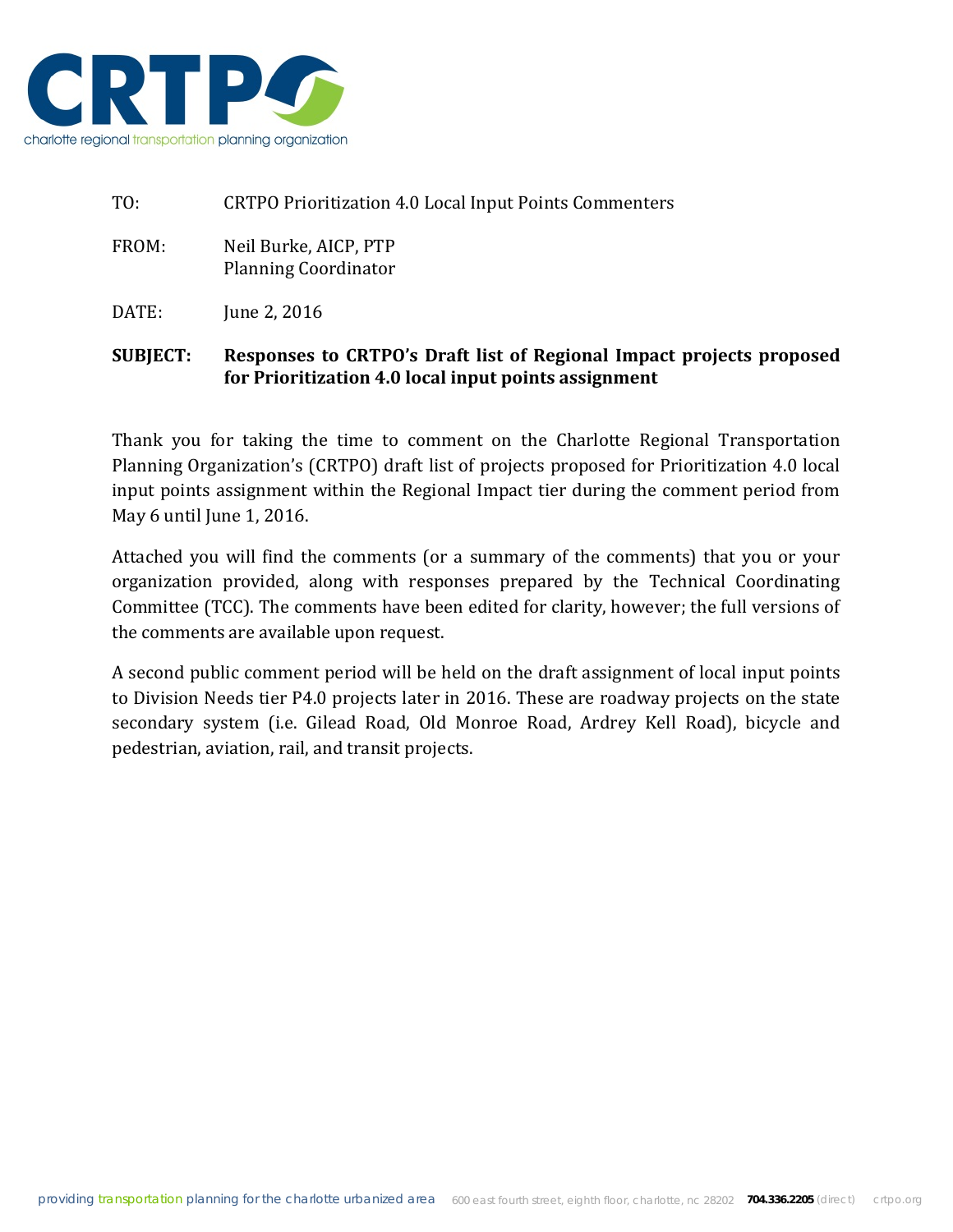CRTPO

charlotte regional transportation planning organization

TO: CRTPO Prioritization 4.0 Local Input Points Commenters

FROM: Neil Burke, AICP, PTP
Planning Coordinator

DATE: June 2, 2016

**SUBJECT: Responses to CRTPO's Draft list of Regional Impact projects proposed for Prioritization 4.0 local input points assignment**

Thank you for taking the time to comment on the Charlotte Regional Transportation Planning Organization's (CRTPO) draft list of projects proposed for Prioritization 4.0 local input points assignment within the Regional Impact tier during the comment period from May 6 until June 1, 2016.

Attached you will find the comments (or a summary of the comments) that you or your organization provided, along with responses prepared by the Technical Coordinating Committee (TCC). The comments have been edited for clarity, however; the full versions of the comments are available upon request.

A second public comment period will be held on the draft assignment of local input points to Division Needs tier P4.0 projects later in 2016. These are roadway projects on the state secondary system (i.e. Gilead Road, Old Monroe Road, Ardrey Kell Road), bicycle and pedestrian, aviation, rail, and transit projects.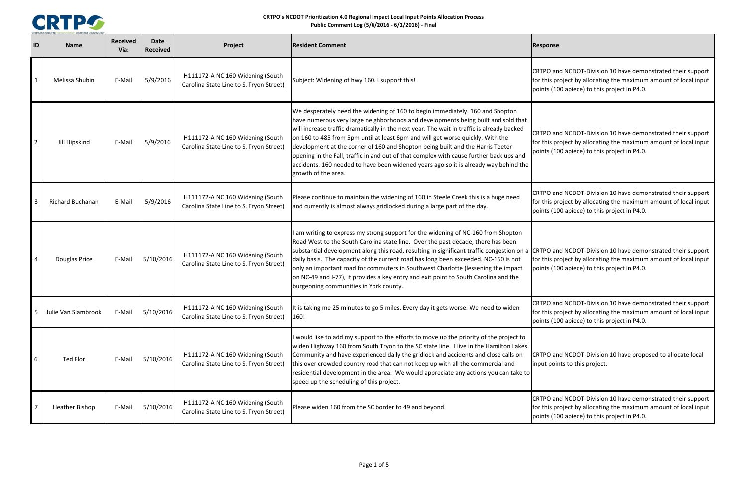**CRTPO's NCDOT Prioritization 4.0 Regional Impact Local Input Points Allocation Process**
**Public Comment Log (5/6/2016 - 6/1/2016) - Final**

| ID | Name | Received Via: | Date Received | Project | Resident Comment | Response |
|---|---|---|---|---|---|---|
| 1 | Melissa Shubin | E-Mail | 5/9/2016 | H111172-A NC 160 Widening (South Carolina State Line to S. Tryon Street) | Subject: Widening of hwy 160. I support this! | CRTPO and NCDOT-Division 10 have demonstrated their support for this project by allocating the maximum amount of local input points (100 apiece) to this project in P4.0. |
| 2 | Jill Hipskind | E-Mail | 5/9/2016 | H111172-A NC 160 Widening (South Carolina State Line to S. Tryon Street) | We desperately need the widening of 160 to begin immediately. 160 and Shopton have numerous very large neighborhoods and developments being built and sold that will increase traffic dramatically in the next year. The wait in traffic is already backed on 160 to 485 from 5pm until at least 6pm and will get worse quickly. With the development at the corner of 160 and Shopton being built and the Harris Teeter opening in the Fall, traffic in and out of that complex with cause further back ups and accidents. 160 needed to have been widened years ago so it is already way behind the growth of the area. | CRTPO and NCDOT-Division 10 have demonstrated their support for this project by allocating the maximum amount of local input points (100 apiece) to this project in P4.0. |
| 3 | Richard Buchanan | E-Mail | 5/9/2016 | H111172-A NC 160 Widening (South Carolina State Line to S. Tryon Street) | Please continue to maintain the widening of 160 in Steele Creek this is a huge need and currently is almost always gridlocked during a large part of the day. | CRTPO and NCDOT-Division 10 have demonstrated their support for this project by allocating the maximum amount of local input points (100 apiece) to this project in P4.0. |
| 4 | Douglas Price | E-Mail | 5/10/2016 | H111172-A NC 160 Widening (South Carolina State Line to S. Tryon Street) | I am writing to express my strong support for the widening of NC-160 from Shopton Road West to the South Carolina state line. Over the past decade, there has been substantial development along this road, resulting in significant traffic congestion on a daily basis. The capacity of the current road has long been exceeded. NC-160 is not only an important road for commuters in Southwest Charlotte (lessening the impact on NC-49 and I-77), it provides a key entry and exit point to South Carolina and the burgeoning communities in York county. | CRTPO and NCDOT-Division 10 have demonstrated their support for this project by allocating the maximum amount of local input points (100 apiece) to this project in P4.0. |
| 5 | Julie Van Slambrook | E-Mail | 5/10/2016 | H111172-A NC 160 Widening (South Carolina State Line to S. Tryon Street) | It is taking me 25 minutes to go 5 miles. Every day it gets worse. We need to widen 160! | CRTPO and NCDOT-Division 10 have demonstrated their support for this project by allocating the maximum amount of local input points (100 apiece) to this project in P4.0. |
| 6 | Ted Flor | E-Mail | 5/10/2016 | H111172-A NC 160 Widening (South Carolina State Line to S. Tryon Street) | I would like to add my support to the efforts to move up the priority of the project to widen Highway 160 from South Tryon to the SC state line. I live in the Hamilton Lakes Community and have experienced daily the gridlock and accidents and close calls on this over crowded country road that can not keep up with all the commercial and residential development in the area. We would appreciate any actions you can take to speed up the scheduling of this project. | CRTPO and NCDOT-Division 10 have proposed to allocate local input points to this project. |
| 7 | Heather Bishop | E-Mail | 5/10/2016 | H111172-A NC 160 Widening (South Carolina State Line to S. Tryon Street) | Please widen 160 from the SC border to 49 and beyond. | CRTPO and NCDOT-Division 10 have demonstrated their support for this project by allocating the maximum amount of local input points (100 apiece) to this project in P4.0. |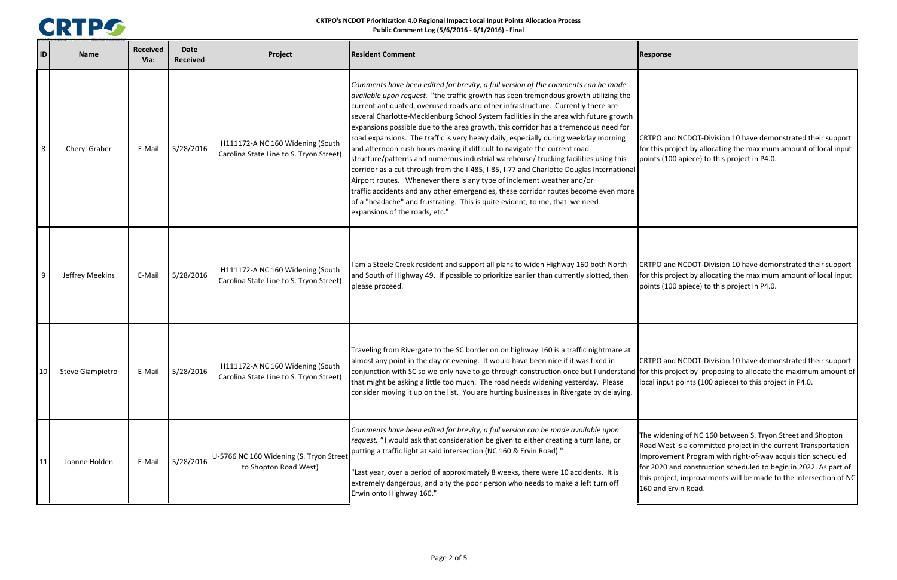**CRTPO's NCDOT Prioritization 4.0 Regional Impact Local Input Points Allocation Process**
**Public Comment Log (5/6/2016 - 6/1/2016) - Final**

| ID | Name | Received Via: | Date Received | Project | Resident Comment | Response |
|---|---|---|---|---|---|---|
| 8 | Cheryl Graber | E-Mail | 5/28/2016 | H111172-A NC 160 Widening (South Carolina State Line to S. Tryon Street) | *Comments have been edited for brevity, a full version of the comments can be made available upon request.* "the traffic growth has seen tremendous growth utilizing the current antiquated, overused roads and other infrastructure. Currently there are several Charlotte-Mecklenburg School System facilities in the area with future growth expansions possible due to the area growth, this corridor has a tremendous need for road expansions. The traffic is very heavy daily, especially during weekday morning and afternoon rush hours making it difficult to navigate the current road structure/patterns and numerous industrial warehouse/ trucking facilities using this corridor as a cut-through from the I-485, I-85, I-77 and Charlotte Douglas International Airport routes. Whenever there is any type of inclement weather and/or traffic accidents and any other emergencies, these corridor routes become even more of a "headache" and frustrating. This is quite evident, to me, that we need expansions of the roads, etc." | CRTPO and NCDOT-Division 10 have demonstrated their support for this project by allocating the maximum amount of local input points (100 apiece) to this project in P4.0. |
| 9 | Jeffrey Meekins | E-Mail | 5/28/2016 | H111172-A NC 160 Widening (South Carolina State Line to S. Tryon Street) | I am a Steele Creek resident and support all plans to widen Highway 160 both North and South of Highway 49. If possible to prioritize earlier than currently slotted, then please proceed. | CRTPO and NCDOT-Division 10 have demonstrated their support for this project by allocating the maximum amount of local input points (100 apiece) to this project in P4.0. |
| 10 | Steve Giampietro | E-Mail | 5/28/2016 | H111172-A NC 160 Widening (South Carolina State Line to S. Tryon Street) | Traveling from Rivergate to the SC border on on highway 160 is a traffic nightmare at almost any point in the day or evening. It would have been nice if it was fixed in conjunction with SC so we only have to go through construction once but I understand that might be asking a little too much. The road needs widening yesterday. Please consider moving it up on the list. You are hurting businesses in Rivergate by delaying. | CRTPO and NCDOT-Division 10 have demonstrated their support for this project by proposing to allocate the maximum amount of local input points (100 apiece) to this project in P4.0. |
| 11 | Joanne Holden | E-Mail | 5/28/2016 | U-5766 NC 160 Widening (S. Tryon Street to Shopton Road West) | *Comments have been edited for brevity, a full version can be made available upon request.* "I would ask that consideration be given to either creating a turn lane, or putting a traffic light at said intersection (NC 160 & Ervin Road)."<br><br>"Last year, over a period of approximately 8 weeks, there were 10 accidents. It is extremely dangerous, and pity the poor person who needs to make a left turn off Erwin onto Highway 160." | The widening of NC 160 between S. Tryon Street and Shopton Road West is a committed project in the current Transportation Improvement Program with right-of-way acquisition scheduled for 2020 and construction scheduled to begin in 2022. As part of this project, improvements will be made to the intersection of NC 160 and Ervin Road. |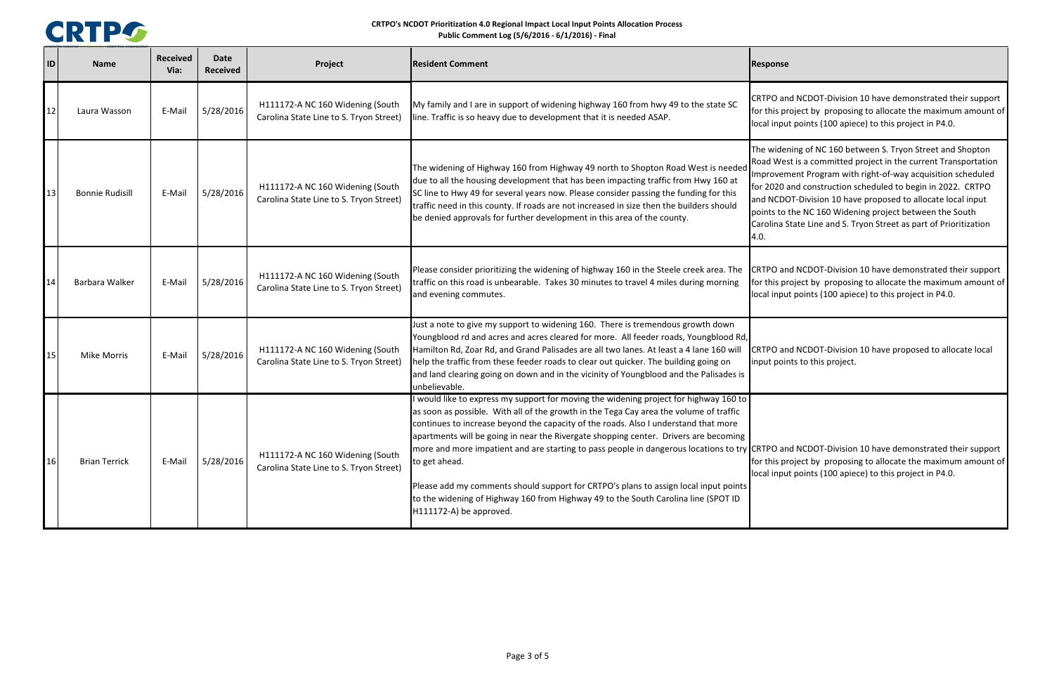**CRTPO's NCDOT Prioritization 4.0 Regional Impact Local Input Points Allocation Process**
**Public Comment Log (5/6/2016 - 6/1/2016) - Final**

| ID | Name | Received Via: | Date Received | Project | Resident Comment | Response |
|---|---|---|---|---|---|---|
| 12 | Laura Wasson | E-Mail | 5/28/2016 | H111172-A NC 160 Widening (South Carolina State Line to S. Tryon Street) | My family and I are in support of widening highway 160 from hwy 49 to the state SC line. Traffic is so heavy due to development that it is needed ASAP. | CRTPO and NCDOT-Division 10 have demonstrated their support for this project by proposing to allocate the maximum amount of local input points (100 apiece) to this project in P4.0. |
| 13 | Bonnie Rudisill | E-Mail | 5/28/2016 | H111172-A NC 160 Widening (South Carolina State Line to S. Tryon Street) | The widening of Highway 160 from Highway 49 north to Shopton Road West is needed due to all the housing development that has been impacting traffic from Hwy 160 at SC line to Hwy 49 for several years now. Please consider passing the funding for this traffic need in this county. If roads are not increased in size then the builders should be denied approvals for further development in this area of the county. | The widening of NC 160 between S. Tryon Street and Shopton Road West is a committed project in the current Transportation Improvement Program with right-of-way acquisition scheduled for 2020 and construction scheduled to begin in 2022. CRTPO and NCDOT-Division 10 have proposed to allocate local input points to the NC 160 Widening project between the South Carolina State Line and S. Tryon Street as part of Prioritization 4.0. |
| 14 | Barbara Walker | E-Mail | 5/28/2016 | H111172-A NC 160 Widening (South Carolina State Line to S. Tryon Street) | Please consider prioritizing the widening of highway 160 in the Steele creek area. The traffic on this road is unbearable. Takes 30 minutes to travel 4 miles during morning and evening commutes. | CRTPO and NCDOT-Division 10 have demonstrated their support for this project by proposing to allocate the maximum amount of local input points (100 apiece) to this project in P4.0. |
| 15 | Mike Morris | E-Mail | 5/28/2016 | H111172-A NC 160 Widening (South Carolina State Line to S. Tryon Street) | Just a note to give my support to widening 160. There is tremendous growth down Youngblood rd and acres and acres cleared for more. All feeder roads, Youngblood Rd, Hamilton Rd, Zoar Rd, and Grand Palisades are all two lanes. At least a 4 lane 160 will help the traffic from these feeder roads to clear out quicker. The building going on and land clearing going on down and in the vicinity of Youngblood and the Palisades is unbelievable. | CRTPO and NCDOT-Division 10 have proposed to allocate local input points to this project. |
| 16 | Brian Terrick | E-Mail | 5/28/2016 | H111172-A NC 160 Widening (South Carolina State Line to S. Tryon Street) | I would like to express my support for moving the widening project for highway 160 to as soon as possible. With all of the growth in the Tega Cay area the volume of traffic continues to increase beyond the capacity of the roads. Also I understand that more apartments will be going in near the Rivergate shopping center. Drivers are becoming more and more impatient and are starting to pass people in dangerous locations to try to get ahead.<br><br>Please add my comments should support for CRTPO's plans to assign local input points to the widening of Highway 160 from Highway 49 to the South Carolina line (SPOT ID H111172-A) be approved. | CRTPO and NCDOT-Division 10 have demonstrated their support for this project by proposing to allocate the maximum amount of local input points (100 apiece) to this project in P4.0. |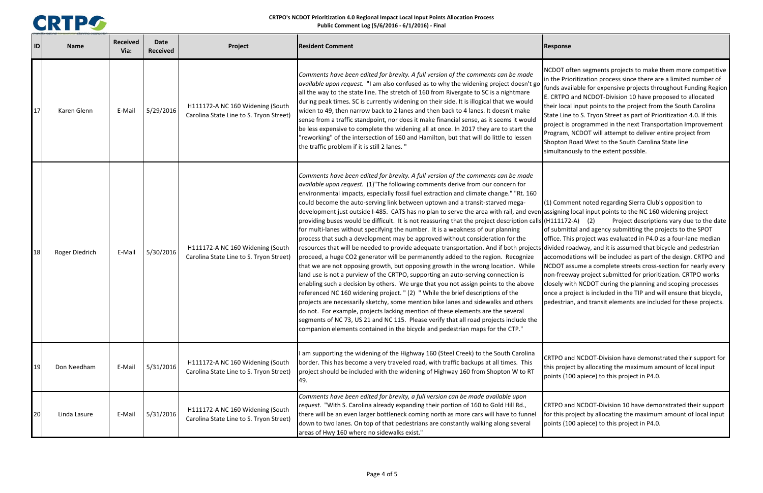**CRTPO's NCDOT Prioritization 4.0 Regional Impact Local Input Points Allocation Process**
**Public Comment Log (5/6/2016 - 6/1/2016) - Final**

| ID | Name | Received Via: | Date Received | Project | Resident Comment | Response |
|---|---|---|---|---|---|---|
| 17 | Karen Glenn | E-Mail | 5/29/2016 | H111172-A NC 160 Widening (South Carolina State Line to S. Tryon Street) | *Comments have been edited for brevity. A full version of the comments can be made available upon request.* "I am also confused as to why the widening project doesn't go all the way to the state line. The stretch of 160 from Rivergate to SC is a nightmare during peak times. SC is currently widening on their side. It is illogical that we would widen to 49, then narrow back to 2 lanes and then back to 4 lanes. It doesn't make sense from a traffic standpoint, nor does it make financial sense, as it seems it would be less expensive to complete the widening all at once. In 2017 they are to start the "reworking" of the intersection of 160 and Hamilton, but that will do little to lessen the traffic problem if it is still 2 lanes. " | NCDOT often segments projects to make them more competitive in the Prioritization process since there are a limited number of funds available for expensive projects throughout Funding Region E. CRTPO and NCDOT-Division 10 have proposed to allocated their local input points to the project from the South Carolina State Line to S. Tryon Street as part of Prioritization 4.0. If this project is programmed in the next Transportation Improvement Program, NCDOT will attempt to deliver entire project from Shopton Road West to the South Carolina State line simultanously to the extent possible. |
| 18 | Roger Diedrich | E-Mail | 5/30/2016 | H111172-A NC 160 Widening (South Carolina State Line to S. Tryon Street) | *Comments have been edited for brevity. A full version of the comments can be made available upon request.* (1)"The following comments derive from our concern for environmental impacts, especially fossil fuel extraction and climate change." "Rt. 160 could become the auto-serving link between uptown and a transit-starved mega-development just outside I-485. CATS has no plan to serve the area with rail, and even providing buses would be difficult. It is not reassuring that the project description calls for multi-lanes without specifying the number. It is a weakness of our planning process that such a development may be approved without consideration for the resources that will be needed to provide adequate transportation. And if both projects proceed, a huge CO2 generator will be permanently added to the region. Recognize that we are not opposing growth, but opposing growth in the wrong location. While land use is not a purview of the CRTPO, supporting an auto-serving connection is enabling such a decision by others. We urge that you not assign points to the above referenced NC 160 widening project. " (2) " While the brief descriptions of the projects are necessarily sketchy, some mention bike lanes and sidewalks and others do not. For example, projects lacking mention of these elements are the several segments of NC 73, US 21 and NC 115. Please verify that all road projects include the companion elements contained in the bicycle and pedestrian maps for the CTP." | (1) Comment noted regarding Sierra Club's opposition to assigning local input points to the NC 160 widening project (H111172-A) (2) Project descriptions vary due to the date of submittal and agency submitting the projects to the SPOT office. This project was evaluated in P4.0 as a four-lane median divided roadway, and it is assumed that bicycle and pedestrian accomodations will be included as part of the design. CRTPO and NCDOT assume a complete streets cross-section for nearly every non-freeway project submitted for prioritization. CRTPO works closely with NCDOT during the planning and scoping processes once a project is included in the TIP and will ensure that bicycle, pedestrian, and transit elements are included for these projects. |
| 19 | Don Needham | E-Mail | 5/31/2016 | H111172-A NC 160 Widening (South Carolina State Line to S. Tryon Street) | I am supporting the widening of the Highway 160 (Steel Creek) to the South Carolina border. This has become a very traveled road, with traffic backups at all times. This project should be included with the widening of Highway 160 from Shopton W to RT 49. | CRTPO and NCDOT-Division have demonstrated their support for this project by allocating the maximum amount of local input points (100 apiece) to this project in P4.0. |
| 20 | Linda Lasure | E-Mail | 5/31/2016 | H111172-A NC 160 Widening (South Carolina State Line to S. Tryon Street) | *Comments have been edited for brevity, a full version can be made available upon request.* "With S. Carolina already expanding their portion of 160 to Gold Hill Rd., there will be an even larger bottleneck coming north as more cars will have to funnel down to two lanes. On top of that pedestrians are constantly walking along several areas of Hwy 160 where no sidewalks exist." | CRTPO and NCDOT-Division 10 have demonstrated their support for this project by allocating the maximum amount of local input points (100 apiece) to this project in P4.0. |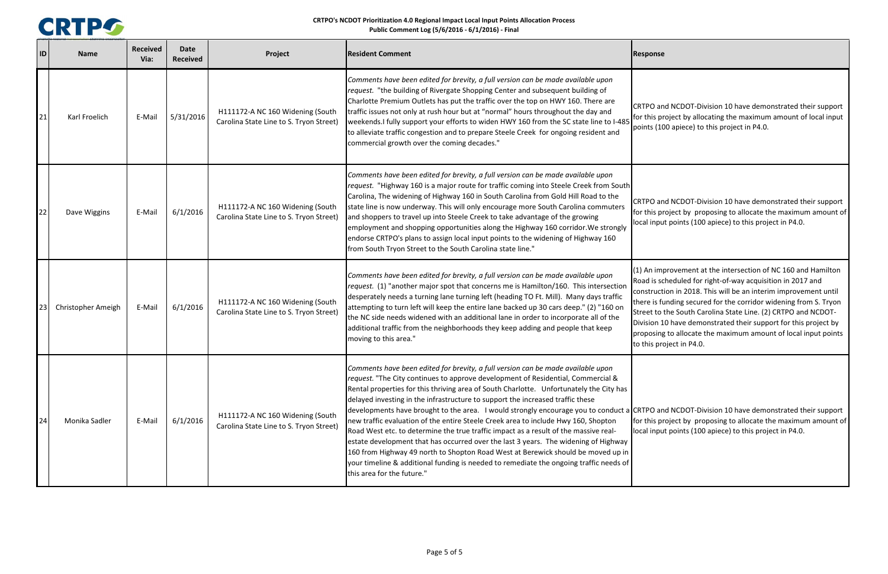**CRTPO's NCDOT Prioritization 4.0 Regional Impact Local Input Points Allocation Process**
**Public Comment Log (5/6/2016 - 6/1/2016) - Final**

| ID | Name | Received Via: | Date Received | Project | Resident Comment | Response |
|---|---|---|---|---|---|---|
| 21 | Karl Froelich | E-Mail | 5/31/2016 | H111172-A NC 160 Widening (South Carolina State Line to S. Tryon Street) | *Comments have been edited for brevity, a full version can be made available upon request.* "the building of Rivergate Shopping Center and subsequent building of Charlotte Premium Outlets has put the traffic over the top on HWY 160. There are traffic issues not only at rush hour but at "normal" hours throughout the day and weekends.I fully support your efforts to widen HWY 160 from the SC state line to I-485 to alleviate traffic congestion and to prepare Steele Creek for ongoing resident and commercial growth over the coming decades." | CRTPO and NCDOT-Division 10 have demonstrated their support for this project by allocating the maximum amount of local input points (100 apiece) to this project in P4.0. |
| 22 | Dave Wiggins | E-Mail | 6/1/2016 | H111172-A NC 160 Widening (South Carolina State Line to S. Tryon Street) | *Comments have been edited for brevity, a full version can be made available upon request.* "Highway 160 is a major route for traffic coming into Steele Creek from South Carolina, The widening of Highway 160 in South Carolina from Gold Hill Road to the state line is now underway. This will only encourage more South Carolina commuters and shoppers to travel up into Steele Creek to take advantage of the growing employment and shopping opportunities along the Highway 160 corridor.We strongly endorse CRTPO's plans to assign local input points to the widening of Highway 160 from South Tryon Street to the South Carolina state line." | CRTPO and NCDOT-Division 10 have demonstrated their support for this project by proposing to allocate the maximum amount of local input points (100 apiece) to this project in P4.0. |
| 23 | Christopher Ameigh | E-Mail | 6/1/2016 | H111172-A NC 160 Widening (South Carolina State Line to S. Tryon Street) | *Comments have been edited for brevity, a full version can be made available upon request.* (1) "another major spot that concerns me is Hamilton/160. This intersection desperately needs a turning lane turning left (heading TO Ft. Mill). Many days traffic attempting to turn left will keep the entire lane backed up 30 cars deep." (2) "160 on the NC side needs widened with an additional lane in order to incorporate all of the additional traffic from the neighborhoods they keep adding and people that keep moving to this area." | (1) An improvement at the intersection of NC 160 and Hamilton Road is scheduled for right-of-way acquisition in 2017 and construction in 2018. This will be an interim improvement until there is funding secured for the corridor widening from S. Tryon Street to the South Carolina State Line. (2) CRTPO and NCDOT-Division 10 have demonstrated their support for this project by proposing to allocate the maximum amount of local input points to this project in P4.0. |
| 24 | Monika Sadler | E-Mail | 6/1/2016 | H111172-A NC 160 Widening (South Carolina State Line to S. Tryon Street) | *Comments have been edited for brevity, a full version can be made available upon request.* "The City continues to approve development of Residential, Commercial & Rental properties for this thriving area of South Charlotte. Unfortunately the City has delayed investing in the infrastructure to support the increased traffic these developments have brought to the area. I would strongly encourage you to conduct a new traffic evaluation of the entire Steele Creek area to include Hwy 160, Shopton Road West etc. to determine the true traffic impact as a result of the massive real-estate development that has occurred over the last 3 years. The widening of Highway 160 from Highway 49 north to Shopton Road West at Berewick should be moved up in your timeline & additional funding is needed to remediate the ongoing traffic needs of this area for the future." | CRTPO and NCDOT-Division 10 have demonstrated their support for this project by proposing to allocate the maximum amount of local input points (100 apiece) to this project in P4.0. |